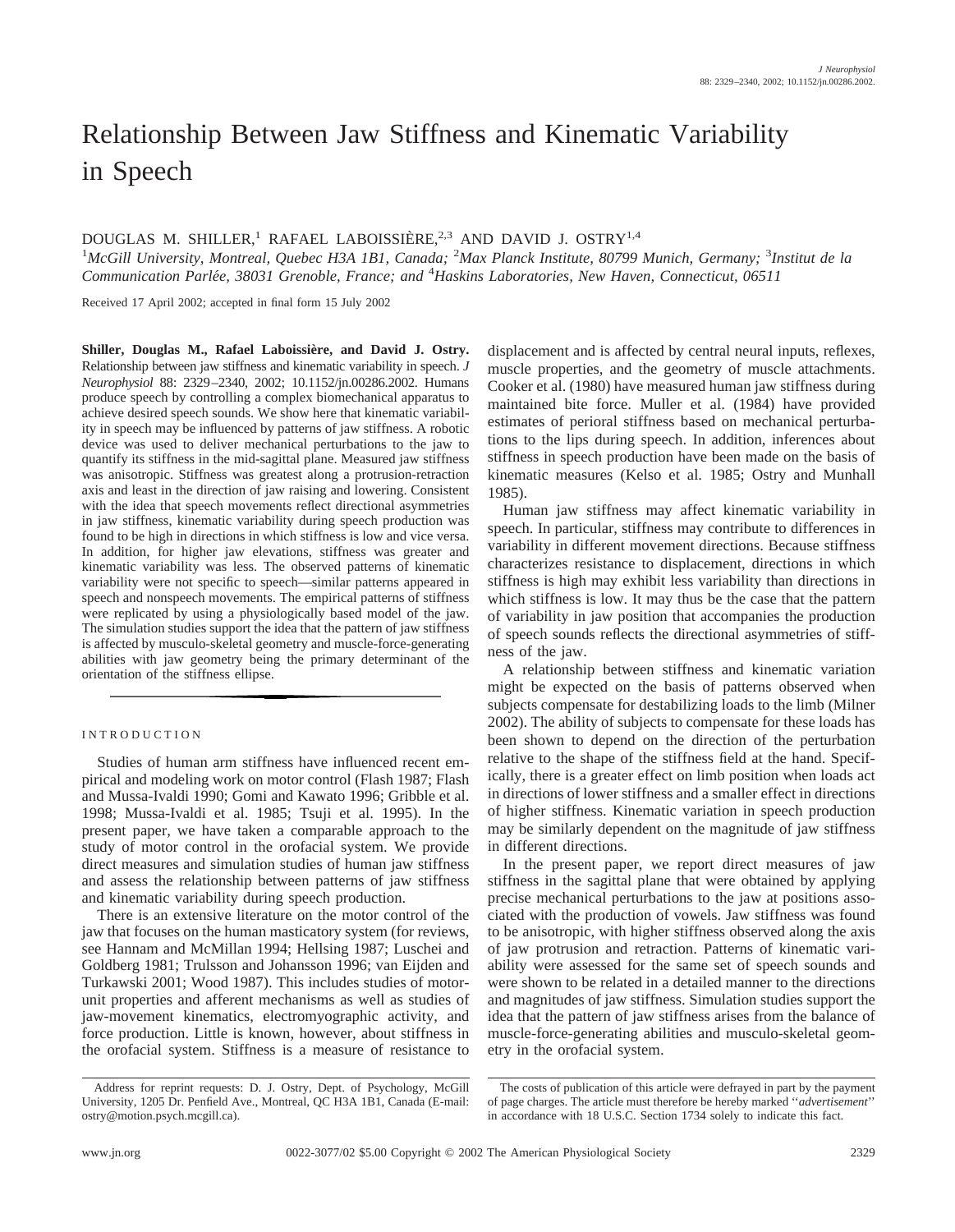# Relationship Between Jaw Stiffness and Kinematic Variability in Speech

DOUGLAS M. SHILLER,[1] RAFAEL LABOISSIÈRE,[2,3] AND DAVID J. OSTRY[1,4]

[1]*McGill University, Montreal, Quebec H3A 1B1, Canada;* [2]*Max Planck Institute, 80799 Munich, Germany;* [3]*Institut de la Communication Parlée, 38031 Grenoble, France; and* [4]*Haskins Laboratories, New Haven, Connecticut, 06511*

Received 17 April 2002; accepted in final form 15 July 2002

**Shiller, Douglas M., Rafael Laboissière, and David J. Ostry.** Relationship between jaw stiffness and kinematic variability in speech. *J Neurophysiol* 88: 2329–2340, 2002; 10.1152/jn.00286.2002. Humans produce speech by controlling a complex biomechanical apparatus to achieve desired speech sounds. We show here that kinematic variability in speech may be influenced by patterns of jaw stiffness. A robotic device was used to deliver mechanical perturbations to the jaw to quantify its stiffness in the mid-sagittal plane. Measured jaw stiffness was anisotropic. Stiffness was greatest along a protrusion-retraction axis and least in the direction of jaw raising and lowering. Consistent with the idea that speech movements reflect directional asymmetries in jaw stiffness, kinematic variability during speech production was found to be high in directions in which stiffness is low and vice versa. In addition, for higher jaw elevations, stiffness was greater and kinematic variability was less. The observed patterns of kinematic variability were not specific to speech—similar patterns appeared in speech and nonspeech movements. The empirical patterns of stiffness were replicated by using a physiologically based model of the jaw. The simulation studies support the idea that the pattern of jaw stiffness is affected by musculo-skeletal geometry and muscle-force-generating abilities with jaw geometry being the primary determinant of the orientation of the stiffness ellipse.

## INTRODUCTION

Studies of human arm stiffness have influenced recent empirical and modeling work on motor control (Flash 1987; Flash and Mussa-Ivaldi 1990; Gomi and Kawato 1996; Gribble et al. 1998; Mussa-Ivaldi et al. 1985; Tsuji et al. 1995). In the present paper, we have taken a comparable approach to the study of motor control in the orofacial system. We provide direct measures and simulation studies of human jaw stiffness and assess the relationship between patterns of jaw stiffness and kinematic variability during speech production.

There is an extensive literature on the motor control of the jaw that focuses on the human masticatory system (for reviews, see Hannam and McMillan 1994; Hellsing 1987; Luschei and Goldberg 1981; Trulsson and Johansson 1996; van Eijden and Turkawski 2001; Wood 1987). This includes studies of motor-unit properties and afferent mechanisms as well as studies of jaw-movement kinematics, electromyographic activity, and force production. Little is known, however, about stiffness in the orofacial system. Stiffness is a measure of resistance to displacement and is affected by central neural inputs, reflexes, muscle properties, and the geometry of muscle attachments. Cooker et al. (1980) have measured human jaw stiffness during maintained bite force. Muller et al. (1984) have provided estimates of perioral stiffness based on mechanical perturbations to the lips during speech. In addition, inferences about stiffness in speech production have been made on the basis of kinematic measures (Kelso et al. 1985; Ostry and Munhall 1985).

Human jaw stiffness may affect kinematic variability in speech. In particular, stiffness may contribute to differences in variability in different movement directions. Because stiffness characterizes resistance to displacement, directions in which stiffness is high may exhibit less variability than directions in which stiffness is low. It may thus be the case that the pattern of variability in jaw position that accompanies the production of speech sounds reflects the directional asymmetries of stiffness of the jaw.

A relationship between stiffness and kinematic variation might be expected on the basis of patterns observed when subjects compensate for destabilizing loads to the limb (Milner 2002). The ability of subjects to compensate for these loads has been shown to depend on the direction of the perturbation relative to the shape of the stiffness field at the hand. Specifically, there is a greater effect on limb position when loads act in directions of lower stiffness and a smaller effect in directions of higher stiffness. Kinematic variation in speech production may be similarly dependent on the magnitude of jaw stiffness in different directions.

In the present paper, we report direct measures of jaw stiffness in the sagittal plane that were obtained by applying precise mechanical perturbations to the jaw at positions associated with the production of vowels. Jaw stiffness was found to be anisotropic, with higher stiffness observed along the axis of jaw protrusion and retraction. Patterns of kinematic variability were assessed for the same set of speech sounds and were shown to be related in a detailed manner to the directions and magnitudes of jaw stiffness. Simulation studies support the idea that the pattern of jaw stiffness arises from the balance of muscle-force-generating abilities and musculo-skeletal geometry in the orofacial system.

Address for reprint requests: D. J. Ostry, Dept. of Psychology, McGill University, 1205 Dr. Penfield Ave., Montreal, QC H3A 1B1, Canada (E-mail: ostry@motion.psych.mcgill.ca).

The costs of publication of this article were defrayed in part by the payment of page charges. The article must therefore be hereby marked "*advertisement*" in accordance with 18 U.S.C. Section 1734 solely to indicate this fact.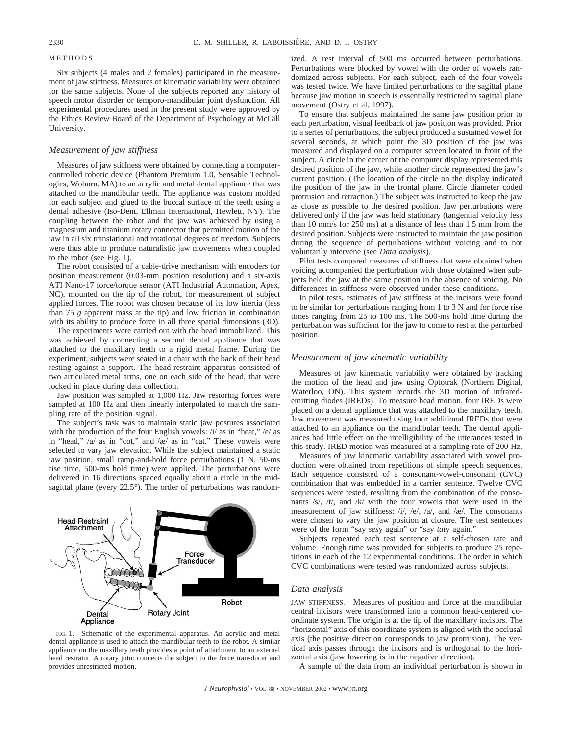## METHODS

Six subjects (4 males and 2 females) participated in the measurement of jaw stiffness. Measures of kinematic variability were obtained for the same subjects. None of the subjects reported any history of speech motor disorder or temporo-mandibular joint dysfunction. All experimental procedures used in the present study were approved by the Ethics Review Board of the Department of Psychology at McGill University.

### *Measurement of jaw stiffness*

Measures of jaw stiffness were obtained by connecting a computer-controlled robotic device (Phantom Premium 1.0, Sensable Technologies, Woburn, MA) to an acrylic and metal dental appliance that was attached to the mandibular teeth. The appliance was custom molded for each subject and glued to the buccal surface of the teeth using a dental adhesive (Iso-Dent, Ellman International, Hewlett, NY). The coupling between the robot and the jaw was achieved by using a magnesium and titanium rotary connector that permitted motion of the jaw in all six translational and rotational degrees of freedom. Subjects were thus able to produce naturalistic jaw movements when coupled to the robot (see Fig. 1).

The robot consisted of a cable-drive mechanism with encoders for position measurement (0.03-mm position resolution) and a six-axis ATI Nano-17 force/torque sensor (ATI Industrial Automation, Apex, NC), mounted on the tip of the robot, for measurement of subject applied forces. The robot was chosen because of its low inertia (less than 75 *g* apparent mass at the tip) and low friction in combination with its ability to produce force in all three spatial dimensions (3D).

The experiments were carried out with the head immobilized. This was achieved by connecting a second dental appliance that was attached to the maxillary teeth to a rigid metal frame. During the experiment, subjects were seated in a chair with the back of their head resting against a support. The head-restraint apparatus consisted of two articulated metal arms, one on each side of the head, that were locked in place during data collection.

Jaw position was sampled at 1,000 Hz. Jaw restoring forces were sampled at 100 Hz and then linearly interpolated to match the sampling rate of the position signal.

The subject's task was to maintain static jaw postures associated with the production of the four English vowels: /i/ as in "heat," /e/ as in "head," /a/ as in "cot," and /æ/ as in "cat." These vowels were selected to vary jaw elevation. While the subject maintained a static jaw position, small ramp-and-hold force perturbations (1 N, 50-ms rise time, 500-ms hold time) were applied. The perturbations were delivered in 16 directions spaced equally about a circle in the midsagittal plane (every 22.5°). The order of perturbations was randomized. A rest interval of 500 ms occurred between perturbations. Perturbations were blocked by vowel with the order of vowels randomized across subjects. For each subject, each of the four vowels was tested twice. We have limited perturbations to the sagittal plane because jaw motion in speech is essentially restricted to sagittal plane movement (Ostry et al. 1997).

To ensure that subjects maintained the same jaw position prior to each perturbation, visual feedback of jaw position was provided. Prior to a series of perturbations, the subject produced a sustained vowel for several seconds, at which point the 3D position of the jaw was measured and displayed on a computer screen located in front of the subject. A circle in the center of the computer display represented this desired position of the jaw, while another circle represented the jaw's current position. (The location of the circle on the display indicated the position of the jaw in the frontal plane. Circle diameter coded protrusion and retraction.) The subject was instructed to keep the jaw as close as possible to the desired position. Jaw perturbations were delivered only if the jaw was held stationary (tangential velocity less than 10 mm/s for 250 ms) at a distance of less than 1.5 mm from the desired position. Subjects were instructed to maintain the jaw position during the sequence of perturbations without voicing and to not voluntarily intervene (see *Data analysis*).

Pilot tests compared measures of stiffness that were obtained when voicing accompanied the perturbation with those obtained when subjects held the jaw at the same position in the absence of voicing. No differences in stiffness were observed under these conditions.

In pilot tests, estimates of jaw stiffness at the incisors were found to be similar for perturbations ranging from 1 to 3 N and for force rise times ranging from 25 to 100 ms. The 500-ms hold time during the perturbation was sufficient for the jaw to come to rest at the perturbed position.

FIG. 1. Schematic of the experimental apparatus. An acrylic and metal dental appliance is used to attach the mandibular teeth to the robot. A similar appliance on the maxillary teeth provides a point of attachment to an external head restraint. A rotary joint connects the subject to the force transducer and provides unrestricted motion.

### *Measurement of jaw kinematic variability*

Measures of jaw kinematic variability were obtained by tracking the motion of the head and jaw using Optotrak (Northern Digital, Waterloo, ON). This system records the 3D motion of infrared-emitting diodes (IREDs). To measure head motion, four IREDs were placed on a dental appliance that was attached to the maxillary teeth. Jaw movement was measured using four additional IREDs that were attached to an appliance on the mandibular teeth. The dental appliances had little effect on the intelligibility of the utterances tested in this study. IRED motion was measured at a sampling rate of 200 Hz.

Measures of jaw kinematic variability associated with vowel production were obtained from repetitions of simple speech sequences. Each sequence consisted of a consonant-vowel-consonant (CVC) combination that was embedded in a carrier sentence. Twelve CVC sequences were tested, resulting from the combination of the consonants /s/, /t/, and /k/ with the four vowels that were used in the measurement of jaw stiffness: /i/, /e/, /a/, and /æ/. The consonants were chosen to vary the jaw position at closure. The test sentences were of the form "say *ses*y again" or "say *tat*y again."

Subjects repeated each test sentence at a self-chosen rate and volume. Enough time was provided for subjects to produce 25 repetitions in each of the 12 experimental conditions. The order in which CVC combinations were tested was randomized across subjects.

### *Data analysis*

JAW STIFFNESS. Measures of position and force at the mandibular central incisors were transformed into a common head-centered coordinate system. The origin is at the tip of the maxillary incisors. The "horizontal" axis of this coordinate system is aligned with the occlusal axis (the positive direction corresponds to jaw protrusion). The vertical axis passes through the incisors and is orthogonal to the horizontal axis (jaw lowering is in the negative direction).

A sample of the data from an individual perturbation is shown in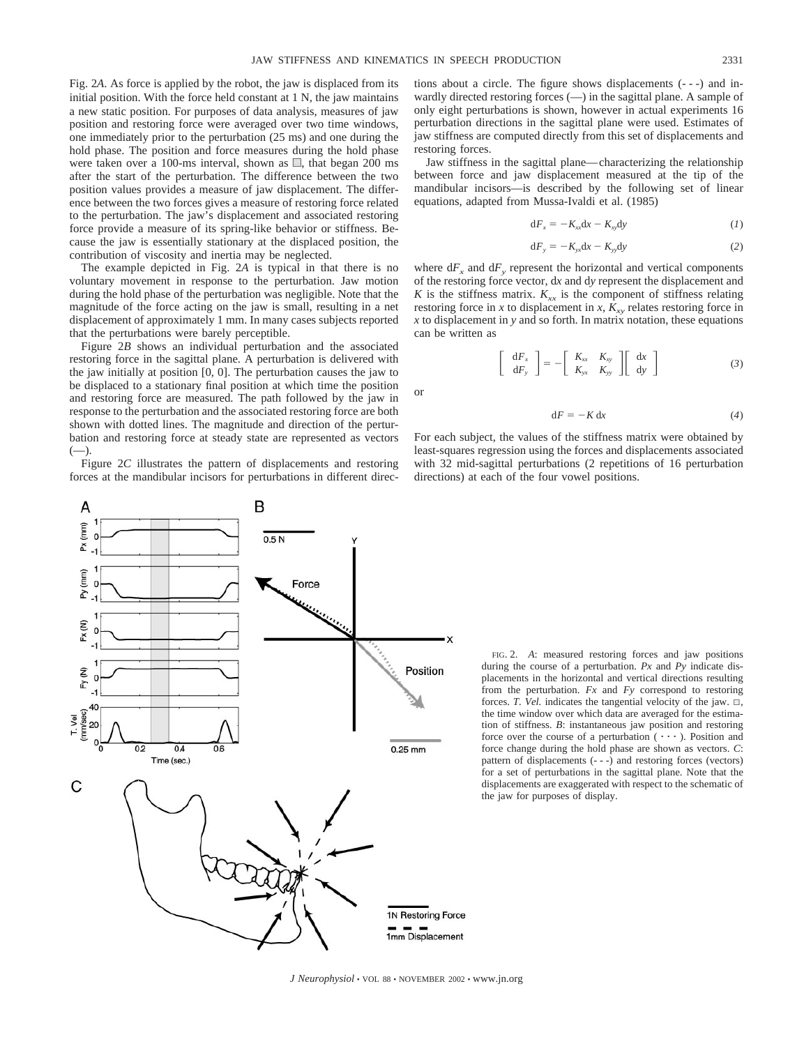Fig. 2*A*. As force is applied by the robot, the jaw is displaced from its initial position. With the force held constant at 1 N, the jaw maintains a new static position. For purposes of data analysis, measures of jaw position and restoring force were averaged over two time windows, one immediately prior to the perturbation (25 ms) and one during the hold phase. The position and force measures during the hold phase were taken over a 100-ms interval, shown as ▭, that began 200 ms after the start of the perturbation. The difference between the two position values provides a measure of jaw displacement. The difference between the two forces gives a measure of restoring force related to the perturbation. The jaw's displacement and associated restoring force provide a measure of its spring-like behavior or stiffness. Because the jaw is essentially stationary at the displaced position, the contribution of viscosity and inertia may be neglected.

The example depicted in Fig. 2*A* is typical in that there is no voluntary movement in response to the perturbation. Jaw motion during the hold phase of the perturbation was negligible. Note that the magnitude of the force acting on the jaw is small, resulting in a net displacement of approximately 1 mm. In many cases subjects reported that the perturbations were barely perceptible.

Figure 2*B* shows an individual perturbation and the associated restoring force in the sagittal plane. A perturbation is delivered with the jaw initially at position [0, 0]. The perturbation causes the jaw to be displaced to a stationary final position at which time the position and restoring force are measured. The path followed by the jaw in response to the perturbation and the associated restoring force are both shown with dotted lines. The magnitude and direction of the perturbation and restoring force at steady state are represented as vectors (—).

Figure 2*C* illustrates the pattern of displacements and restoring forces at the mandibular incisors for perturbations in different directions about a circle. The figure shows displacements (- - -) and inwardly directed restoring forces (—) in the sagittal plane. A sample of only eight perturbations is shown, however in actual experiments 16 perturbation directions in the sagittal plane were used. Estimates of jaw stiffness are computed directly from this set of displacements and restoring forces.

Jaw stiffness in the sagittal plane—characterizing the relationship between force and jaw displacement measured at the tip of the mandibular incisors—is described by the following set of linear equations, adapted from Mussa-Ivaldi et al. (1985)

$$dF_x = -K_{xx}dx - K_{xy}dy \tag{1}$$

$$dF_y = -K_{yx}dx - K_{yy}dy \tag{2}$$

where $dF_x$ and $dF_y$ represent the horizontal and vertical components of the restoring force vector, $dx$ and $dy$ represent the displacement and $K$ is the stiffness matrix. $K_{xx}$ is the component of stiffness relating restoring force in $x$ to displacement in $x$, $K_{xy}$ relates restoring force in $x$ to displacement in $y$ and so forth. In matrix notation, these equations can be written as

$$\begin{bmatrix} dF_x \\ dF_y \end{bmatrix} = -\begin{bmatrix} K_{xx} & K_{xy} \\ K_{yx} & K_{yy} \end{bmatrix}\begin{bmatrix} dx \\ dy \end{bmatrix} \tag{3}$$

or

$$dF = -K\,dx \tag{4}$$

For each subject, the values of the stiffness matrix were obtained by least-squares regression using the forces and displacements associated with 32 mid-sagittal perturbations (2 repetitions of 16 perturbation directions) at each of the four vowel positions.

FIG. 2. *A*: measured restoring forces and jaw positions during the course of a perturbation. *Px* and *Py* indicate displacements in the horizontal and vertical directions resulting from the perturbation. *Fx* and *Fy* correspond to restoring forces. *T. Vel.* indicates the tangential velocity of the jaw. ▭, the time window over which data are averaged for the estimation of stiffness. *B*: instantaneous jaw position and restoring force over the course of a perturbation (· · ·). Position and force change during the hold phase are shown as vectors. *C*: pattern of displacements (- - -) and restoring forces (vectors) for a set of perturbations in the sagittal plane. Note that the displacements are exaggerated with respect to the schematic of the jaw for purposes of display.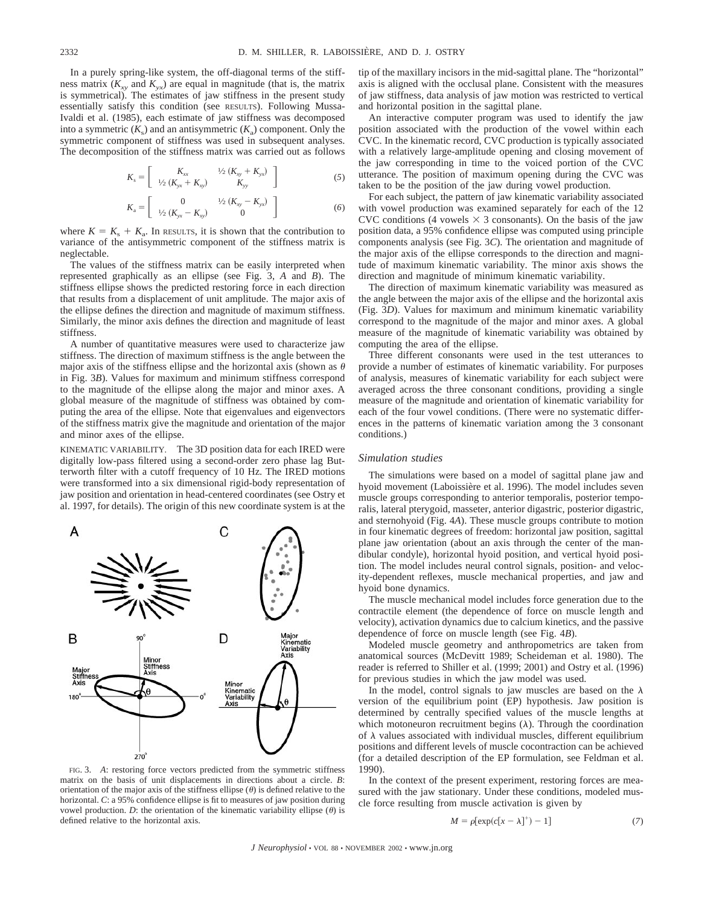In a purely spring-like system, the off-diagonal terms of the stiffness matrix ($K_{xy}$ and $K_{yx}$) are equal in magnitude (that is, the matrix is symmetrical). The estimates of jaw stiffness in the present study essentially satisfy this condition (see RESULTS). Following Mussa-Ivaldi et al. (1985), each estimate of jaw stiffness was decomposed into a symmetric ($K_s$) and an antisymmetric ($K_a$) component. Only the symmetric component of stiffness was used in subsequent analyses. The decomposition of the stiffness matrix was carried out as follows

$$K_s = \begin{bmatrix} K_{xx} & \tfrac{1}{2}(K_{xy} + K_{yx}) \\ \tfrac{1}{2}(K_{yx} + K_{xy}) & K_{yy} \end{bmatrix} \tag{5}$$

$$K_a = \begin{bmatrix} 0 & \tfrac{1}{2}(K_{xy} - K_{yx}) \\ \tfrac{1}{2}(K_{yx} - K_{xy}) & 0 \end{bmatrix} \tag{6}$$

where $K = K_s + K_a$. In RESULTS, it is shown that the contribution to variance of the antisymmetric component of the stiffness matrix is neglectable.

The values of the stiffness matrix can be easily interpreted when represented graphically as an ellipse (see Fig. 3, *A* and *B*). The stiffness ellipse shows the predicted restoring force in each direction that results from a displacement of unit amplitude. The major axis of the ellipse defines the direction and magnitude of maximum stiffness. Similarly, the minor axis defines the direction and magnitude of least stiffness.

A number of quantitative measures were used to characterize jaw stiffness. The direction of maximum stiffness is the angle between the major axis of the stiffness ellipse and the horizontal axis (shown as $\theta$ in Fig. 3*B*). Values for maximum and minimum stiffness correspond to the magnitude of the ellipse along the major and minor axes. A global measure of the magnitude of stiffness was obtained by computing the area of the ellipse. Note that eigenvalues and eigenvectors of the stiffness matrix give the magnitude and orientation of the major and minor axes of the ellipse.

KINEMATIC VARIABILITY. The 3D position data for each IRED were digitally low-pass filtered using a second-order zero phase lag Butterworth filter with a cutoff frequency of 10 Hz. The IRED motions were transformed into a six dimensional rigid-body representation of jaw position and orientation in head-centered coordinates (see Ostry et al. 1997, for details). The origin of this new coordinate system is at the tip of the maxillary incisors in the mid-sagittal plane. The "horizontal" axis is aligned with the occlusal plane. Consistent with the measures of jaw stiffness, data analysis of jaw motion was restricted to vertical and horizontal position in the sagittal plane.

An interactive computer program was used to identify the jaw position associated with the production of the vowel within each CVC. In the kinematic record, CVC production is typically associated with a relatively large-amplitude opening and closing movement of the jaw corresponding in time to the voiced portion of the CVC utterance. The position of maximum opening during the CVC was taken to be the position of the jaw during vowel production.

For each subject, the pattern of jaw kinematic variability associated with vowel production was examined separately for each of the 12 CVC conditions (4 vowels × 3 consonants). On the basis of the jaw position data, a 95% confidence ellipse was computed using principle components analysis (see Fig. 3*C*). The orientation and magnitude of the major axis of the ellipse corresponds to the direction and magnitude of maximum kinematic variability. The minor axis shows the direction and magnitude of minimum kinematic variability.

The direction of maximum kinematic variability was measured as the angle between the major axis of the ellipse and the horizontal axis (Fig. 3*D*). Values for maximum and minimum kinematic variability correspond to the magnitude of the major and minor axes. A global measure of the magnitude of kinematic variability was obtained by computing the area of the ellipse.

Three different consonants were used in the test utterances to provide a number of estimates of kinematic variability. For purposes of analysis, measures of kinematic variability for each subject were averaged across the three consonant conditions, providing a single measure of the magnitude and orientation of kinematic variability for each of the four vowel conditions. (There were no systematic differences in the patterns of kinematic variation among the 3 consonant conditions.)

FIG. 3. *A*: restoring force vectors predicted from the symmetric stiffness matrix on the basis of unit displacements in directions about a circle. *B*: orientation of the major axis of the stiffness ellipse ($\theta$) is defined relative to the horizontal. *C*: a 95% confidence ellipse is fit to measures of jaw position during vowel production. *D*: the orientation of the kinematic variability ellipse ($\theta$) is defined relative to the horizontal axis.

### *Simulation studies*

The simulations were based on a model of sagittal plane jaw and hyoid movement (Laboissière et al. 1996). The model includes seven muscle groups corresponding to anterior temporalis, posterior temporalis, lateral pterygoid, masseter, anterior digastric, posterior digastric, and sternohyoid (Fig. 4*A*). These muscle groups contribute to motion in four kinematic degrees of freedom: horizontal jaw position, sagittal plane jaw orientation (about an axis through the center of the mandibular condyle), horizontal hyoid position, and vertical hyoid position. The model includes neural control signals, position- and velocity-dependent reflexes, muscle mechanical properties, and jaw and hyoid bone dynamics.

The muscle mechanical model includes force generation due to the contractile element (the dependence of force on muscle length and velocity), activation dynamics due to calcium kinetics, and the passive dependence of force on muscle length (see Fig. 4*B*).

Modeled muscle geometry and anthropometrics are taken from anatomical sources (McDevitt 1989; Scheideman et al. 1980). The reader is referred to Shiller et al. (1999; 2001) and Ostry et al. (1996) for previous studies in which the jaw model was used.

In the model, control signals to jaw muscles are based on the $\lambda$ version of the equilibrium point (EP) hypothesis. Jaw position is determined by centrally specified values of the muscle lengths at which motoneuron recruitment begins ($\lambda$). Through the coordination of $\lambda$ values associated with individual muscles, different equilibrium positions and different levels of muscle cocontraction can be achieved (for a detailed description of the EP formulation, see Feldman et al. 1990).

In the context of the present experiment, restoring forces are measured with the jaw stationary. Under these conditions, modeled muscle force resulting from muscle activation is given by

$$M = \rho[\exp(c[x - \lambda]^+) - 1] \tag{7}$$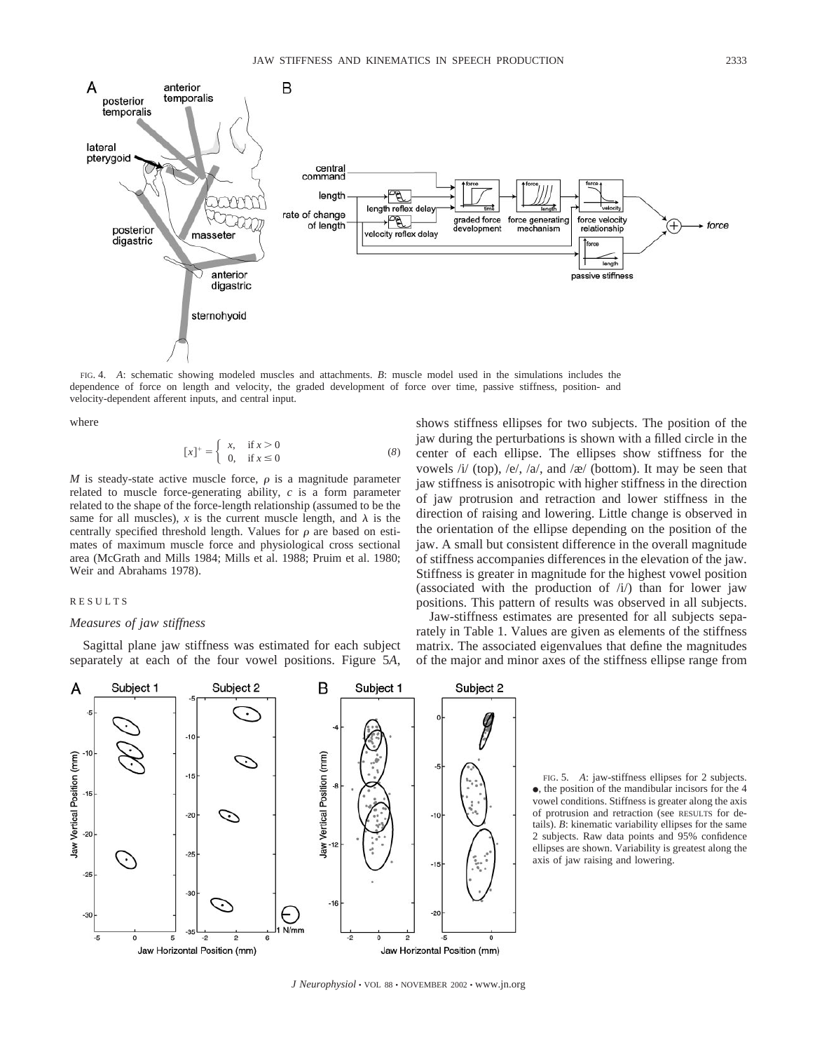FIG. 4. *A*: schematic showing modeled muscles and attachments. *B*: muscle model used in the simulations includes the dependence of force on length and velocity, the graded development of force over time, passive stiffness, position- and velocity-dependent afferent inputs, and central input.

where

$$[x]^+ = \begin{cases} x, & \text{if } x > 0 \\ 0, & \text{if } x \leq 0 \end{cases} \tag{8}$$

$M$ is steady-state active muscle force, $\rho$ is a magnitude parameter related to muscle force-generating ability, $c$ is a form parameter related to the shape of the force-length relationship (assumed to be the same for all muscles), $x$ is the current muscle length, and $\lambda$ is the centrally specified threshold length. Values for $\rho$ are based on estimates of maximum muscle force and physiological cross sectional area (McGrath and Mills 1984; Mills et al. 1988; Pruim et al. 1980; Weir and Abrahams 1978).

## RESULTS

### *Measures of jaw stiffness*

Sagittal plane jaw stiffness was estimated for each subject separately at each of the four vowel positions. Figure 5*A*, shows stiffness ellipses for two subjects. The position of the jaw during the perturbations is shown with a filled circle in the center of each ellipse. The ellipses show stiffness for the vowels /i/ (top), /e/, /a/, and /æ/ (bottom). It may be seen that jaw stiffness is anisotropic with higher stiffness in the direction of jaw protrusion and retraction and lower stiffness in the direction of raising and lowering. Little change is observed in the orientation of the ellipse depending on the position of the jaw. A small but consistent difference in the overall magnitude of stiffness accompanies differences in the elevation of the jaw. Stiffness is greater in magnitude for the highest vowel position (associated with the production of /i/) than for lower jaw positions. This pattern of results was observed in all subjects.

Jaw-stiffness estimates are presented for all subjects separately in Table 1. Values are given as elements of the stiffness matrix. The associated eigenvalues that define the magnitudes of the major and minor axes of the stiffness ellipse range from

FIG. 5. *A*: jaw-stiffness ellipses for 2 subjects. ●, the position of the mandibular incisors for the 4 vowel conditions. Stiffness is greater along the axis of protrusion and retraction (see RESULTS for details). *B*: kinematic variability ellipses for the same 2 subjects. Raw data points and 95% confidence ellipses are shown. Variability is greatest along the axis of jaw raising and lowering.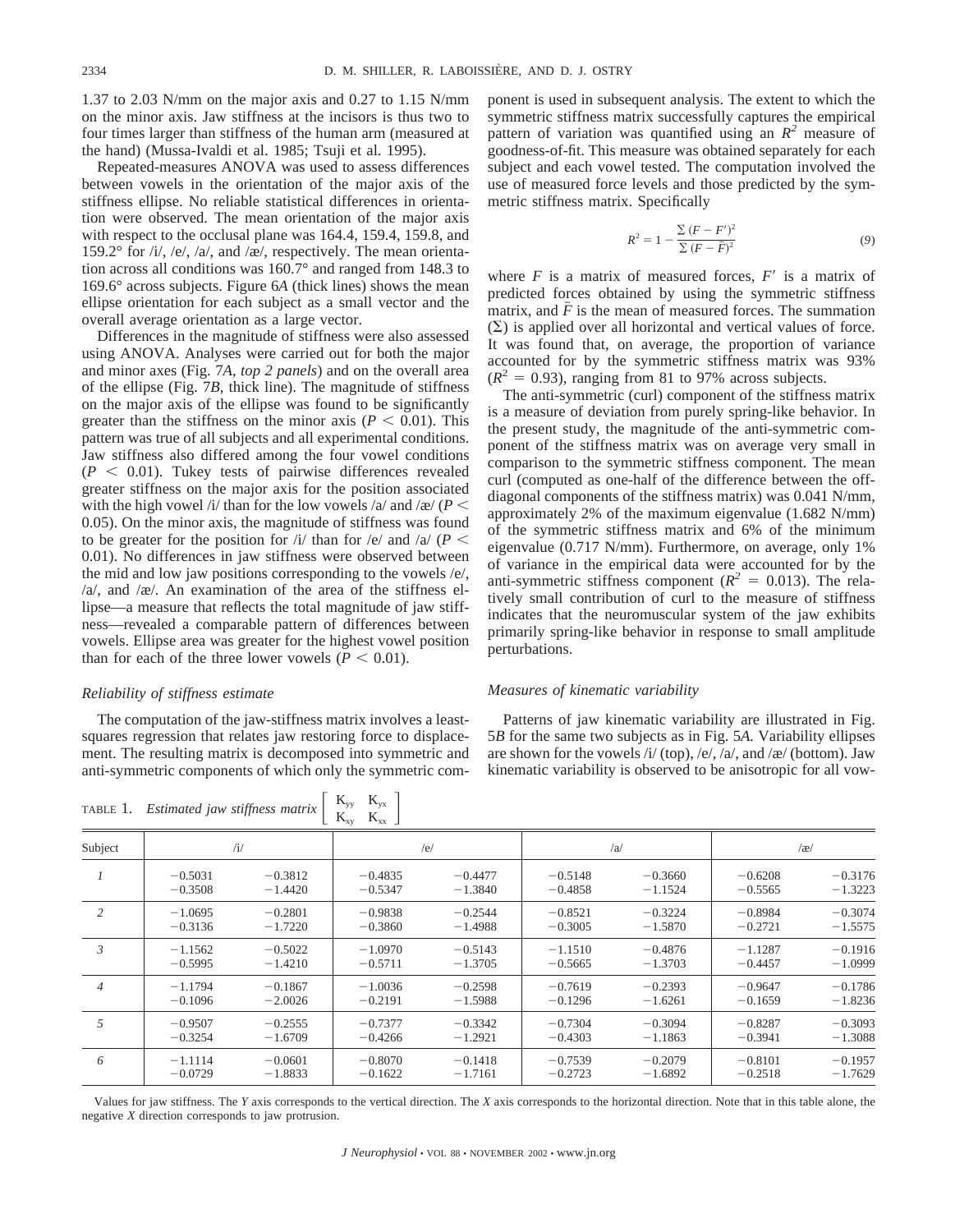1.37 to 2.03 N/mm on the major axis and 0.27 to 1.15 N/mm on the minor axis. Jaw stiffness at the incisors is thus two to four times larger than stiffness of the human arm (measured at the hand) (Mussa-Ivaldi et al. 1985; Tsuji et al. 1995).

Repeated-measures ANOVA was used to assess differences between vowels in the orientation of the major axis of the stiffness ellipse. No reliable statistical differences in orientation were observed. The mean orientation of the major axis with respect to the occlusal plane was 164.4, 159.4, 159.8, and 159.2° for /i/, /e/, /a/, and /æ/, respectively. The mean orientation across all conditions was 160.7° and ranged from 148.3 to 169.6° across subjects. Figure 6*A* (thick lines) shows the mean ellipse orientation for each subject as a small vector and the overall average orientation as a large vector.

Differences in the magnitude of stiffness were also assessed using ANOVA. Analyses were carried out for both the major and minor axes (Fig. 7*A*, *top 2 panels*) and on the overall area of the ellipse (Fig. 7*B*, thick line). The magnitude of stiffness on the major axis of the ellipse was found to be significantly greater than the stiffness on the minor axis ($P < 0.01$). This pattern was true of all subjects and all experimental conditions. Jaw stiffness also differed among the four vowel conditions ($P < 0.01$). Tukey tests of pairwise differences revealed greater stiffness on the major axis for the position associated with the high vowel /i/ than for the low vowels /a/ and /æ/ ($P < 0.05$). On the minor axis, the magnitude of stiffness was found to be greater for the position for /i/ than for /e/ and /a/ ($P < 0.01$). No differences in jaw stiffness were observed between the mid and low jaw positions corresponding to the vowels /e/, /a/, and /æ/. An examination of the area of the stiffness ellipse—a measure that reflects the total magnitude of jaw stiffness—revealed a comparable pattern of differences between vowels. Ellipse area was greater for the highest vowel position than for each of the three lower vowels ($P < 0.01$).

### *Reliability of stiffness estimate*

The computation of the jaw-stiffness matrix involves a least-squares regression that relates jaw restoring force to displacement. The resulting matrix is decomposed into symmetric and anti-symmetric components of which only the symmetric component is used in subsequent analysis. The extent to which the symmetric stiffness matrix successfully captures the empirical pattern of variation was quantified using an $R^2$ measure of goodness-of-fit. This measure was obtained separately for each subject and each vowel tested. The computation involved the use of measured force levels and those predicted by the symmetric stiffness matrix. Specifically

$$R^2 = 1 - \frac{\sum (F - F')^2}{\sum (F - \bar{F})^2} \tag{9}$$

where $F$ is a matrix of measured forces, $F'$ is a matrix of predicted forces obtained by using the symmetric stiffness matrix, and $\bar{F}$ is the mean of measured forces. The summation ($\Sigma$) is applied over all horizontal and vertical values of force. It was found that, on average, the proportion of variance accounted for by the symmetric stiffness matrix was 93% ($R^2 = 0.93$), ranging from 81 to 97% across subjects.

The anti-symmetric (curl) component of the stiffness matrix is a measure of deviation from purely spring-like behavior. In the present study, the magnitude of the anti-symmetric component of the stiffness matrix was on average very small in comparison to the symmetric stiffness component. The mean curl (computed as one-half of the difference between the off-diagonal components of the stiffness matrix) was 0.041 N/mm, approximately 2% of the maximum eigenvalue (1.682 N/mm) of the symmetric stiffness matrix and 6% of the minimum eigenvalue (0.717 N/mm). Furthermore, on average, only 1% of variance in the empirical data were accounted for by the anti-symmetric stiffness component ($R^2 = 0.013$). The relatively small contribution of curl to the measure of stiffness indicates that the neuromuscular system of the jaw exhibits primarily spring-like behavior in response to small amplitude perturbations.

### *Measures of kinematic variability*

Patterns of jaw kinematic variability are illustrated in Fig. 5*B* for the same two subjects as in Fig. 5*A.* Variability ellipses are shown for the vowels /i/ (top), /e/, /a/, and /æ/ (bottom). Jaw kinematic variability is observed to be anisotropic for all vow-

TABLE 1. *Estimated jaw stiffness matrix* $\begin{bmatrix} K_{yy} & K_{yx} \\ K_{xy} & K_{xx} \end{bmatrix}$

| Subject | /i/ | | /e/ | | /a/ | | /æ/ | |
|---|---|---|---|---|---|---|---|---|
| *1* | −0.5031 | −0.3812 | −0.4835 | −0.4477 | −0.5148 | −0.3660 | −0.6208 | −0.3176 |
| | −0.3508 | −1.4420 | −0.5347 | −1.3840 | −0.4858 | −1.1524 | −0.5565 | −1.3223 |
| *2* | −1.0695 | −0.2801 | −0.9838 | −0.2544 | −0.8521 | −0.3224 | −0.8984 | −0.3074 |
| | −0.3136 | −1.7220 | −0.3860 | −1.4988 | −0.3005 | −1.5870 | −0.2721 | −1.5575 |
| *3* | −1.1562 | −0.5022 | −1.0970 | −0.5143 | −1.1510 | −0.4876 | −1.1287 | −0.1916 |
| | −0.5995 | −1.4210 | −0.5711 | −1.3705 | −0.5665 | −1.3703 | −0.4457 | −1.0999 |
| *4* | −1.1794 | −0.1867 | −1.0036 | −0.2598 | −0.7619 | −0.2393 | −0.9647 | −0.1786 |
| | −0.1096 | −2.0026 | −0.2191 | −1.5988 | −0.1296 | −1.6261 | −0.1659 | −1.8236 |
| *5* | −0.9507 | −0.2555 | −0.7377 | −0.3342 | −0.7304 | −0.3094 | −0.8287 | −0.3093 |
| | −0.3254 | −1.6709 | −0.4266 | −1.2921 | −0.4303 | −1.1863 | −0.3941 | −1.3088 |
| *6* | −1.1114 | −0.0601 | −0.8070 | −0.1418 | −0.7539 | −0.2079 | −0.8101 | −0.1957 |
| | −0.0729 | −1.8833 | −0.1622 | −1.7161 | −0.2723 | −1.6892 | −0.2518 | −1.7629 |

Values for jaw stiffness. The *Y* axis corresponds to the vertical direction. The *X* axis corresponds to the horizontal direction. Note that in this table alone, the negative *X* direction corresponds to jaw protrusion.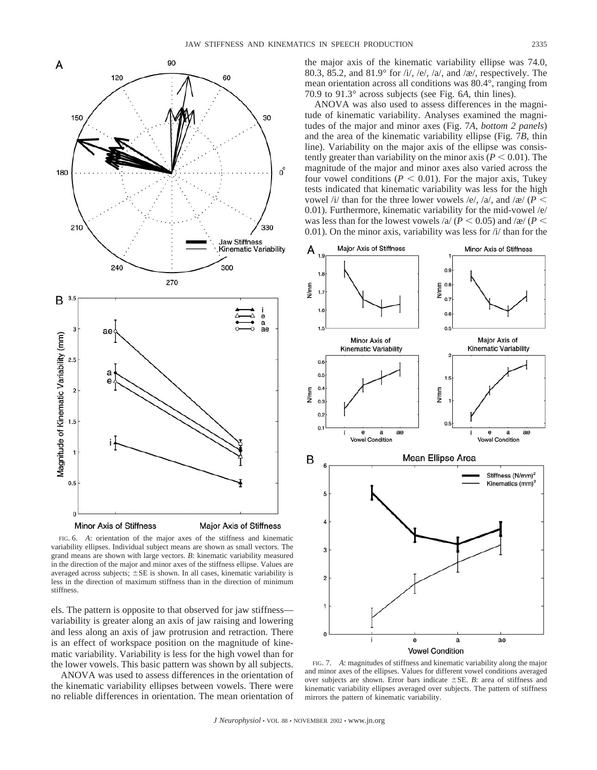els. The pattern is opposite to that observed for jaw stiffness—variability is greater along an axis of jaw raising and lowering and less along an axis of jaw protrusion and retraction. There is an effect of workspace position on the magnitude of kinematic variability. Variability is less for the high vowel than for the lower vowels. This basic pattern was shown by all subjects.

ANOVA was used to assess differences in the orientation of the kinematic variability ellipses between vowels. There were no reliable differences in orientation. The mean orientation of the major axis of the kinematic variability ellipse was 74.0, 80.3, 85.2, and 81.9° for /i/, /e/, /a/, and /æ/, respectively. The mean orientation across all conditions was 80.4°, ranging from 70.9 to 91.3° across subjects (see Fig. 6*A*, thin lines).

ANOVA was also used to assess differences in the magnitude of kinematic variability. Analyses examined the magnitudes of the major and minor axes (Fig. 7*A*, *bottom 2 panels*) and the area of the kinematic variability ellipse (Fig. 7*B*, thin line). Variability on the major axis of the ellipse was consistently greater than variability on the minor axis ($P < 0.01$). The magnitude of the major and minor axes also varied across the four vowel conditions ($P < 0.01$). For the major axis, Tukey tests indicated that kinematic variability was less for the high vowel /i/ than for the three lower vowels /e/, /a/, and /æ/ ($P < 0.01$). Furthermore, kinematic variability for the mid-vowel /e/ was less than for the lowest vowels /a/ ($P < 0.05$) and /æ/ ($P < 0.01$). On the minor axis, variability was less for /i/ than for the

FIG. 6. *A*: orientation of the major axes of the stiffness and kinematic variability ellipses. Individual subject means are shown as small vectors. The grand means are shown with large vectors. *B*: kinematic variability measured in the direction of the major and minor axes of the stiffness ellipse. Values are averaged across subjects; ±SE is shown. In all cases, kinematic variability is less in the direction of maximum stiffness than in the direction of minimum stiffness.

FIG. 7. *A*: magnitudes of stiffness and kinematic variability along the major and minor axes of the ellipses. Values for different vowel conditions averaged over subjects are shown. Error bars indicate ±SE. *B*: area of stiffness and kinematic variability ellipses averaged over subjects. The pattern of stiffness mirrors the pattern of kinematic variability.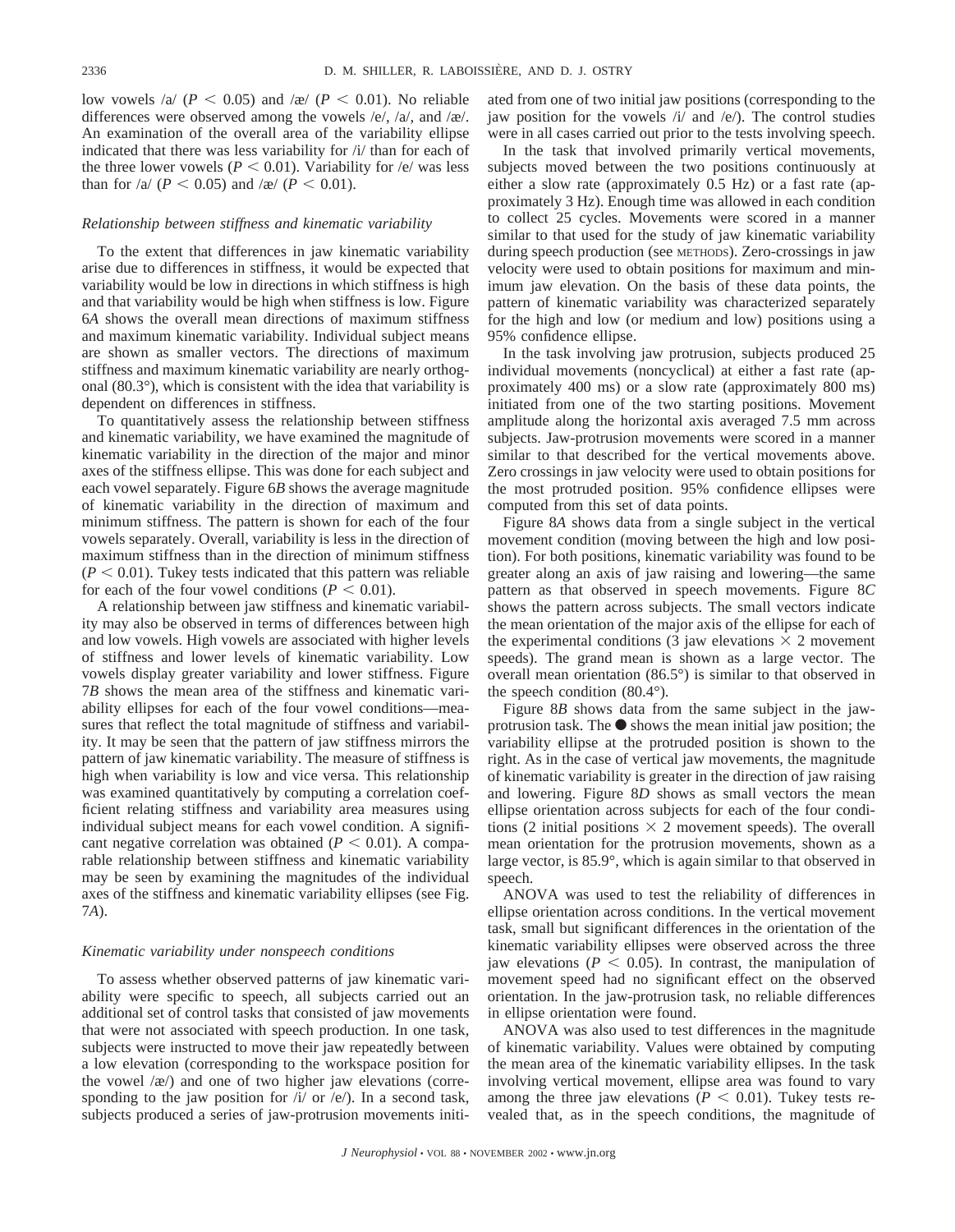low vowels /a/ ($P < 0.05$) and /æ/ ($P < 0.01$). No reliable differences were observed among the vowels /e/, /a/, and /æ/. An examination of the overall area of the variability ellipse indicated that there was less variability for /i/ than for each of the three lower vowels ($P < 0.01$). Variability for /e/ was less than for /a/ ($P < 0.05$) and /æ/ ($P < 0.01$).

### *Relationship between stiffness and kinematic variability*

To the extent that differences in jaw kinematic variability arise due to differences in stiffness, it would be expected that variability would be low in directions in which stiffness is high and that variability would be high when stiffness is low. Figure 6*A* shows the overall mean directions of maximum stiffness and maximum kinematic variability. Individual subject means are shown as smaller vectors. The directions of maximum stiffness and maximum kinematic variability are nearly orthogonal (80.3°), which is consistent with the idea that variability is dependent on differences in stiffness.

To quantitatively assess the relationship between stiffness and kinematic variability, we have examined the magnitude of kinematic variability in the direction of the major and minor axes of the stiffness ellipse. This was done for each subject and each vowel separately. Figure 6*B* shows the average magnitude of kinematic variability in the direction of maximum and minimum stiffness. The pattern is shown for each of the four vowels separately. Overall, variability is less in the direction of maximum stiffness than in the direction of minimum stiffness ($P < 0.01$). Tukey tests indicated that this pattern was reliable for each of the four vowel conditions ($P < 0.01$).

A relationship between jaw stiffness and kinematic variability may also be observed in terms of differences between high and low vowels. High vowels are associated with higher levels of stiffness and lower levels of kinematic variability. Low vowels display greater variability and lower stiffness. Figure 7*B* shows the mean area of the stiffness and kinematic variability ellipses for each of the four vowel conditions—measures that reflect the total magnitude of stiffness and variability. It may be seen that the pattern of jaw stiffness mirrors the pattern of jaw kinematic variability. The measure of stiffness is high when variability is low and vice versa. This relationship was examined quantitatively by computing a correlation coefficient relating stiffness and variability area measures using individual subject means for each vowel condition. A significant negative correlation was obtained ($P < 0.01$). A comparable relationship between stiffness and kinematic variability may be seen by examining the magnitudes of the individual axes of the stiffness and kinematic variability ellipses (see Fig. 7*A*).

### *Kinematic variability under nonspeech conditions*

To assess whether observed patterns of jaw kinematic variability were specific to speech, all subjects carried out an additional set of control tasks that consisted of jaw movements that were not associated with speech production. In one task, subjects were instructed to move their jaw repeatedly between a low elevation (corresponding to the workspace position for the vowel /æ/) and one of two higher jaw elevations (corresponding to the jaw position for /i/ or /e/). In a second task, subjects produced a series of jaw-protrusion movements initiated from one of two initial jaw positions (corresponding to the jaw position for the vowels /i/ and /e/). The control studies were in all cases carried out prior to the tests involving speech.

In the task that involved primarily vertical movements, subjects moved between the two positions continuously at either a slow rate (approximately 0.5 Hz) or a fast rate (approximately 3 Hz). Enough time was allowed in each condition to collect 25 cycles. Movements were scored in a manner similar to that used for the study of jaw kinematic variability during speech production (see METHODS). Zero-crossings in jaw velocity were used to obtain positions for maximum and minimum jaw elevation. On the basis of these data points, the pattern of kinematic variability was characterized separately for the high and low (or medium and low) positions using a 95% confidence ellipse.

In the task involving jaw protrusion, subjects produced 25 individual movements (noncyclical) at either a fast rate (approximately 400 ms) or a slow rate (approximately 800 ms) initiated from one of the two starting positions. Movement amplitude along the horizontal axis averaged 7.5 mm across subjects. Jaw-protrusion movements were scored in a manner similar to that described for the vertical movements above. Zero crossings in jaw velocity were used to obtain positions for the most protruded position. 95% confidence ellipses were computed from this set of data points.

Figure 8*A* shows data from a single subject in the vertical movement condition (moving between the high and low position). For both positions, kinematic variability was found to be greater along an axis of jaw raising and lowering—the same pattern as that observed in speech movements. Figure 8*C* shows the pattern across subjects. The small vectors indicate the mean orientation of the major axis of the ellipse for each of the experimental conditions (3 jaw elevations × 2 movement speeds). The grand mean is shown as a large vector. The overall mean orientation (86.5°) is similar to that observed in the speech condition (80.4°).

Figure 8*B* shows data from the same subject in the jaw-protrusion task. The ● shows the mean initial jaw position; the variability ellipse at the protruded position is shown to the right. As in the case of vertical jaw movements, the magnitude of kinematic variability is greater in the direction of jaw raising and lowering. Figure 8*D* shows as small vectors the mean ellipse orientation across subjects for each of the four conditions (2 initial positions × 2 movement speeds). The overall mean orientation for the protrusion movements, shown as a large vector, is 85.9°, which is again similar to that observed in speech.

ANOVA was used to test the reliability of differences in ellipse orientation across conditions. In the vertical movement task, small but significant differences in the orientation of the kinematic variability ellipses were observed across the three jaw elevations ($P < 0.05$). In contrast, the manipulation of movement speed had no significant effect on the observed orientation. In the jaw-protrusion task, no reliable differences in ellipse orientation were found.

ANOVA was also used to test differences in the magnitude of kinematic variability. Values were obtained by computing the mean area of the kinematic variability ellipses. In the task involving vertical movement, ellipse area was found to vary among the three jaw elevations ($P < 0.01$). Tukey tests revealed that, as in the speech conditions, the magnitude of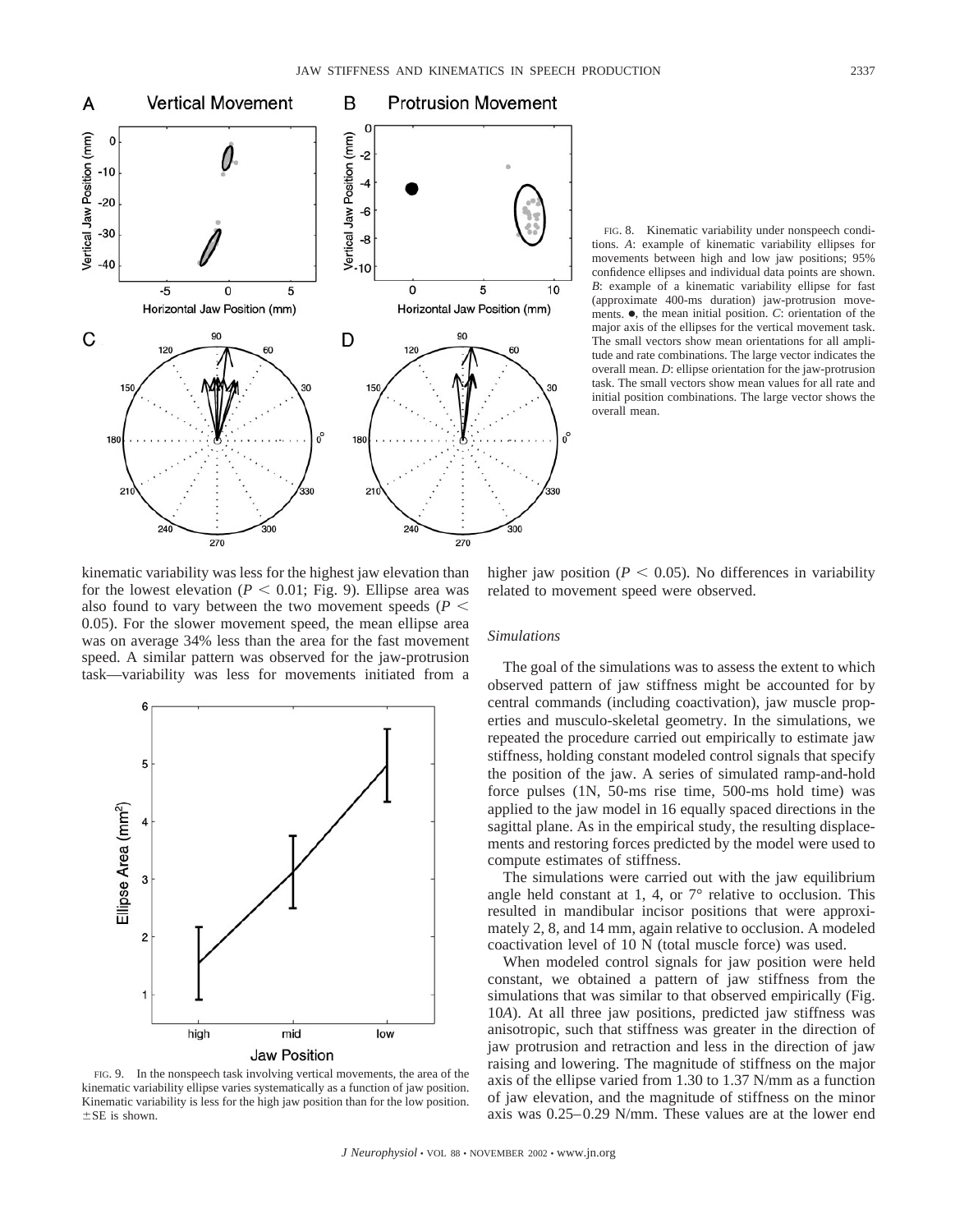FIG. 8. Kinematic variability under nonspeech conditions. *A*: example of kinematic variability ellipses for movements between high and low jaw positions; 95% confidence ellipses and individual data points are shown. *B*: example of a kinematic variability ellipse for fast (approximate 400-ms duration) jaw-protrusion movements. ●, the mean initial position. *C*: orientation of the major axis of the ellipses for the vertical movement task. The small vectors show mean orientations for all amplitude and rate combinations. The large vector indicates the overall mean. *D*: ellipse orientation for the jaw-protrusion task. The small vectors show mean values for all rate and initial position combinations. The large vector shows the overall mean.

kinematic variability was less for the highest jaw elevation than for the lowest elevation ($P < 0.01$; Fig. 9). Ellipse area was also found to vary between the two movement speeds ($P < 0.05$). For the slower movement speed, the mean ellipse area was on average 34% less than the area for the fast movement speed. A similar pattern was observed for the jaw-protrusion task—variability was less for movements initiated from a higher jaw position ($P < 0.05$). No differences in variability related to movement speed were observed.

FIG. 9. In the nonspeech task involving vertical movements, the area of the kinematic variability ellipse varies systematically as a function of jaw position. Kinematic variability is less for the high jaw position than for the low position. ±SE is shown.

### *Simulations*

The goal of the simulations was to assess the extent to which observed pattern of jaw stiffness might be accounted for by central commands (including coactivation), jaw muscle properties and musculo-skeletal geometry. In the simulations, we repeated the procedure carried out empirically to estimate jaw stiffness, holding constant modeled control signals that specify the position of the jaw. A series of simulated ramp-and-hold force pulses (1N, 50-ms rise time, 500-ms hold time) was applied to the jaw model in 16 equally spaced directions in the sagittal plane. As in the empirical study, the resulting displacements and restoring forces predicted by the model were used to compute estimates of stiffness.

The simulations were carried out with the jaw equilibrium angle held constant at 1, 4, or 7° relative to occlusion. This resulted in mandibular incisor positions that were approximately 2, 8, and 14 mm, again relative to occlusion. A modeled coactivation level of 10 N (total muscle force) was used.

When modeled control signals for jaw position were held constant, we obtained a pattern of jaw stiffness from the simulations that was similar to that observed empirically (Fig. 10*A*). At all three jaw positions, predicted jaw stiffness was anisotropic, such that stiffness was greater in the direction of jaw protrusion and retraction and less in the direction of jaw raising and lowering. The magnitude of stiffness on the major axis of the ellipse varied from 1.30 to 1.37 N/mm as a function of jaw elevation, and the magnitude of stiffness on the minor axis was 0.25–0.29 N/mm. These values are at the lower end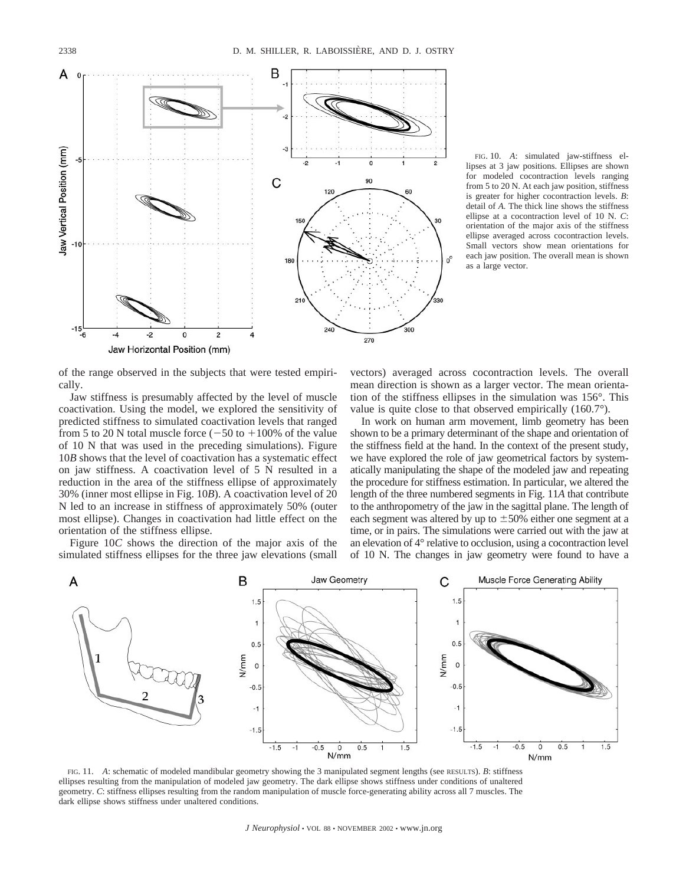FIG. 10. *A*: simulated jaw-stiffness ellipses at 3 jaw positions. Ellipses are shown for modeled cocontraction levels ranging from 5 to 20 N. At each jaw position, stiffness is greater for higher cocontraction levels. *B*: detail of *A*. The thick line shows the stiffness ellipse at a cocontraction level of 10 N. *C*: orientation of the major axis of the stiffness ellipse averaged across cocontraction levels. Small vectors show mean orientations for each jaw position. The overall mean is shown as a large vector.

of the range observed in the subjects that were tested empirically.

Jaw stiffness is presumably affected by the level of muscle coactivation. Using the model, we explored the sensitivity of predicted stiffness to simulated coactivation levels that ranged from 5 to 20 N total muscle force (−50 to +100% of the value of 10 N that was used in the preceding simulations). Figure 10*B* shows that the level of coactivation has a systematic effect on jaw stiffness. A coactivation level of 5 N resulted in a reduction in the area of the stiffness ellipse of approximately 30% (inner most ellipse in Fig. 10*B*). A coactivation level of 20 N led to an increase in stiffness of approximately 50% (outer most ellipse). Changes in coactivation had little effect on the orientation of the stiffness ellipse.

Figure 10*C* shows the direction of the major axis of the simulated stiffness ellipses for the three jaw elevations (small vectors) averaged across cocontraction levels. The overall mean direction is shown as a larger vector. The mean orientation of the stiffness ellipses in the simulation was 156°. This value is quite close to that observed empirically (160.7°).

In work on human arm movement, limb geometry has been shown to be a primary determinant of the shape and orientation of the stiffness field at the hand. In the context of the present study, we have explored the role of jaw geometrical factors by systematically manipulating the shape of the modeled jaw and repeating the procedure for stiffness estimation. In particular, we altered the length of the three numbered segments in Fig. 11*A* that contribute to the anthropometry of the jaw in the sagittal plane. The length of each segment was altered by up to ±50% either one segment at a time, or in pairs. The simulations were carried out with the jaw at an elevation of 4° relative to occlusion, using a cocontraction level of 10 N. The changes in jaw geometry were found to have a

FIG. 11. *A*: schematic of modeled mandibular geometry showing the 3 manipulated segment lengths (see RESULTS). *B*: stiffness ellipses resulting from the manipulation of modeled jaw geometry. The dark ellipse shows stiffness under conditions of unaltered geometry. *C*: stiffness ellipses resulting from the random manipulation of muscle force-generating ability across all 7 muscles. The dark ellipse shows stiffness under unaltered conditions.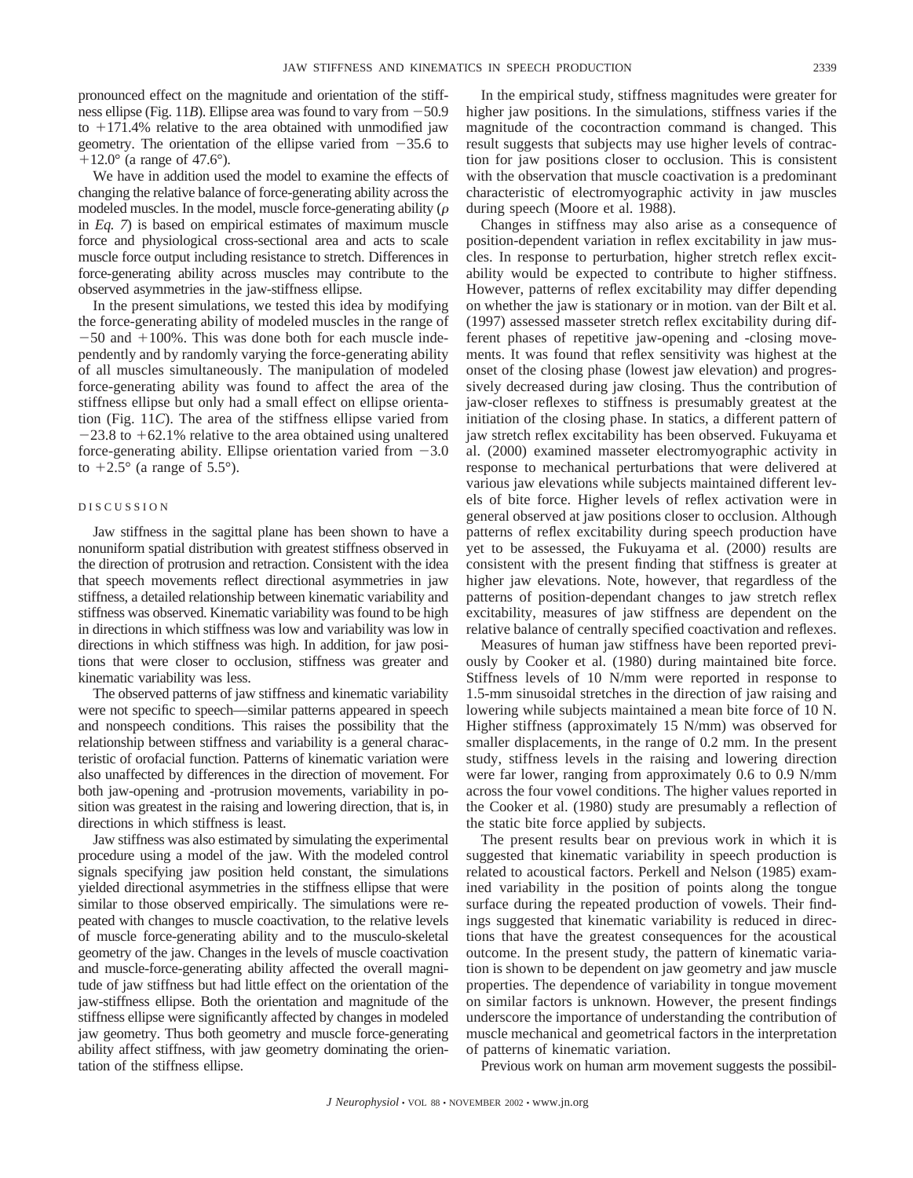pronounced effect on the magnitude and orientation of the stiffness ellipse (Fig. 11*B*). Ellipse area was found to vary from −50.9 to +171.4% relative to the area obtained with unmodified jaw geometry. The orientation of the ellipse varied from −35.6 to +12.0° (a range of 47.6°).

We have in addition used the model to examine the effects of changing the relative balance of force-generating ability across the modeled muscles. In the model, muscle force-generating ability ($\rho$ in *Eq. 7*) is based on empirical estimates of maximum muscle force and physiological cross-sectional area and acts to scale muscle force output including resistance to stretch. Differences in force-generating ability across muscles may contribute to the observed asymmetries in the jaw-stiffness ellipse.

In the present simulations, we tested this idea by modifying the force-generating ability of modeled muscles in the range of −50 and +100%. This was done both for each muscle independently and by randomly varying the force-generating ability of all muscles simultaneously. The manipulation of modeled force-generating ability was found to affect the area of the stiffness ellipse but only had a small effect on ellipse orientation (Fig. 11*C*). The area of the stiffness ellipse varied from −23.8 to +62.1% relative to the area obtained using unaltered force-generating ability. Ellipse orientation varied from −3.0 to +2.5° (a range of 5.5°).

## DISCUSSION

Jaw stiffness in the sagittal plane has been shown to have a nonuniform spatial distribution with greatest stiffness observed in the direction of protrusion and retraction. Consistent with the idea that speech movements reflect directional asymmetries in jaw stiffness, a detailed relationship between kinematic variability and stiffness was observed. Kinematic variability was found to be high in directions in which stiffness was low and variability was low in directions in which stiffness was high. In addition, for jaw positions that were closer to occlusion, stiffness was greater and kinematic variability was less.

The observed patterns of jaw stiffness and kinematic variability were not specific to speech—similar patterns appeared in speech and nonspeech conditions. This raises the possibility that the relationship between stiffness and variability is a general characteristic of orofacial function. Patterns of kinematic variation were also unaffected by differences in the direction of movement. For both jaw-opening and -protrusion movements, variability in position was greatest in the raising and lowering direction, that is, in directions in which stiffness is least.

Jaw stiffness was also estimated by simulating the experimental procedure using a model of the jaw. With the modeled control signals specifying jaw position held constant, the simulations yielded directional asymmetries in the stiffness ellipse that were similar to those observed empirically. The simulations were repeated with changes to muscle coactivation, to the relative levels of muscle force-generating ability and to the musculo-skeletal geometry of the jaw. Changes in the levels of muscle coactivation and muscle-force-generating ability affected the overall magnitude of jaw stiffness but had little effect on the orientation of the jaw-stiffness ellipse. Both the orientation and magnitude of the stiffness ellipse were significantly affected by changes in modeled jaw geometry. Thus both geometry and muscle force-generating ability affect stiffness, with jaw geometry dominating the orientation of the stiffness ellipse.

In the empirical study, stiffness magnitudes were greater for higher jaw positions. In the simulations, stiffness varies if the magnitude of the cocontraction command is changed. This result suggests that subjects may use higher levels of contraction for jaw positions closer to occlusion. This is consistent with the observation that muscle coactivation is a predominant characteristic of electromyographic activity in jaw muscles during speech (Moore et al. 1988).

Changes in stiffness may also arise as a consequence of position-dependent variation in reflex excitability in jaw muscles. In response to perturbation, higher stretch reflex excitability would be expected to contribute to higher stiffness. However, patterns of reflex excitability may differ depending on whether the jaw is stationary or in motion. van der Bilt et al. (1997) assessed masseter stretch reflex excitability during different phases of repetitive jaw-opening and -closing movements. It was found that reflex sensitivity was highest at the onset of the closing phase (lowest jaw elevation) and progressively decreased during jaw closing. Thus the contribution of jaw-closer reflexes to stiffness is presumably greatest at the initiation of the closing phase. In statics, a different pattern of jaw stretch reflex excitability has been observed. Fukuyama et al. (2000) examined masseter electromyographic activity in response to mechanical perturbations that were delivered at various jaw elevations while subjects maintained different levels of bite force. Higher levels of reflex activation were in general observed at jaw positions closer to occlusion. Although patterns of reflex excitability during speech production have yet to be assessed, the Fukuyama et al. (2000) results are consistent with the present finding that stiffness is greater at higher jaw elevations. Note, however, that regardless of the patterns of position-dependant changes to jaw stretch reflex excitability, measures of jaw stiffness are dependent on the relative balance of centrally specified coactivation and reflexes.

Measures of human jaw stiffness have been reported previously by Cooker et al. (1980) during maintained bite force. Stiffness levels of 10 N/mm were reported in response to 1.5-mm sinusoidal stretches in the direction of jaw raising and lowering while subjects maintained a mean bite force of 10 N. Higher stiffness (approximately 15 N/mm) was observed for smaller displacements, in the range of 0.2 mm. In the present study, stiffness levels in the raising and lowering direction were far lower, ranging from approximately 0.6 to 0.9 N/mm across the four vowel conditions. The higher values reported in the Cooker et al. (1980) study are presumably a reflection of the static bite force applied by subjects.

The present results bear on previous work in which it is suggested that kinematic variability in speech production is related to acoustical factors. Perkell and Nelson (1985) examined variability in the position of points along the tongue surface during the repeated production of vowels. Their findings suggested that kinematic variability is reduced in directions that have the greatest consequences for the acoustical outcome. In the present study, the pattern of kinematic variation is shown to be dependent on jaw geometry and jaw muscle properties. The dependence of variability in tongue movement on similar factors is unknown. However, the present findings underscore the importance of understanding the contribution of muscle mechanical and geometrical factors in the interpretation of patterns of kinematic variation.

Previous work on human arm movement suggests the possibil-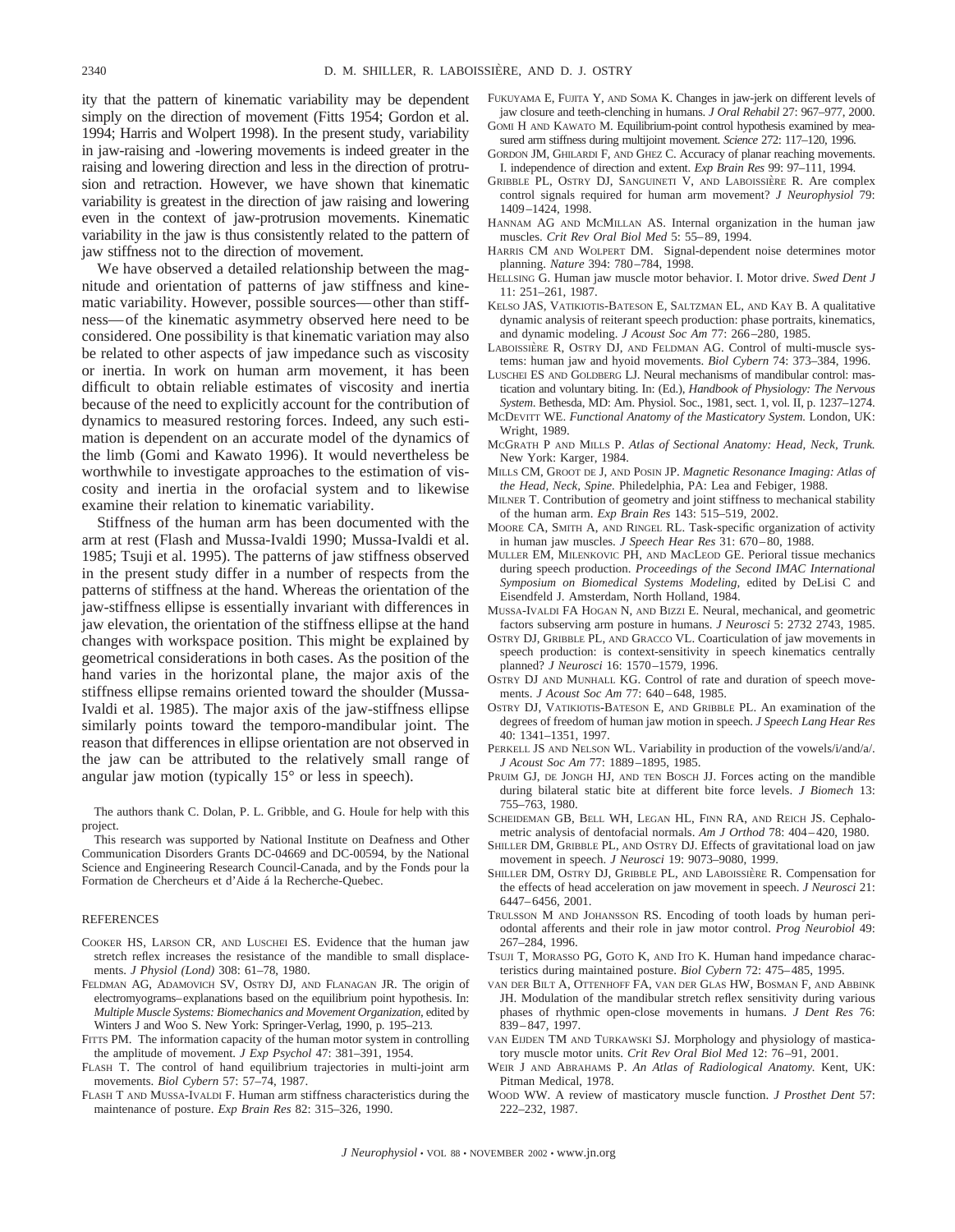ity that the pattern of kinematic variability may be dependent simply on the direction of movement (Fitts 1954; Gordon et al. 1994; Harris and Wolpert 1998). In the present study, variability in jaw-raising and -lowering movements is indeed greater in the raising and lowering direction and less in the direction of protrusion and retraction. However, we have shown that kinematic variability is greatest in the direction of jaw raising and lowering even in the context of jaw-protrusion movements. Kinematic variability in the jaw is thus consistently related to the pattern of jaw stiffness not to the direction of movement.

We have observed a detailed relationship between the magnitude and orientation of patterns of jaw stiffness and kinematic variability. However, possible sources—other than stiffness—of the kinematic asymmetry observed here need to be considered. One possibility is that kinematic variation may also be related to other aspects of jaw impedance such as viscosity or inertia. In work on human arm movement, it has been difficult to obtain reliable estimates of viscosity and inertia because of the need to explicitly account for the contribution of dynamics to measured restoring forces. Indeed, any such estimation is dependent on an accurate model of the dynamics of the limb (Gomi and Kawato 1996). It would nevertheless be worthwhile to investigate approaches to the estimation of viscosity and inertia in the orofacial system and to likewise examine their relation to kinematic variability.

Stiffness of the human arm has been documented with the arm at rest (Flash and Mussa-Ivaldi 1990; Mussa-Ivaldi et al. 1985; Tsuji et al. 1995). The patterns of jaw stiffness observed in the present study differ in a number of respects from the patterns of stiffness at the hand. Whereas the orientation of the jaw-stiffness ellipse is essentially invariant with differences in jaw elevation, the orientation of the stiffness ellipse at the hand changes with workspace position. This might be explained by geometrical considerations in both cases. As the position of the hand varies in the horizontal plane, the major axis of the stiffness ellipse remains oriented toward the shoulder (Mussa-Ivaldi et al. 1985). The major axis of the jaw-stiffness ellipse similarly points toward the temporo-mandibular joint. The reason that differences in ellipse orientation are not observed in the jaw can be attributed to the relatively small range of angular jaw motion (typically 15° or less in speech).

The authors thank C. Dolan, P. L. Gribble, and G. Houle for help with this project.

This research was supported by National Institute on Deafness and Other Communication Disorders Grants DC-04669 and DC-00594, by the National Science and Engineering Research Council-Canada, and by the Fonds pour la Formation de Chercheurs et d'Aide á la Recherche-Quebec.

## REFERENCES

Cooker HS, Larson CR, and Luschei ES. Evidence that the human jaw stretch reflex increases the resistance of the mandible to small displacements. *J Physiol (Lond)* 308: 61–78, 1980.

Feldman AG, Adamovich SV, Ostry DJ, and Flanagan JR. The origin of electromyograms–explanations based on the equilibrium point hypothesis. In: *Multiple Muscle Systems: Biomechanics and Movement Organization*, edited by Winters J and Woo S. New York: Springer-Verlag, 1990, p. 195–213.

Fitts PM. The information capacity of the human motor system in controlling the amplitude of movement. *J Exp Psychol* 47: 381–391, 1954.

Flash T. The control of hand equilibrium trajectories in multi-joint arm movements. *Biol Cybern* 57: 57–74, 1987.

Flash T and Mussa-Ivaldi F. Human arm stiffness characteristics during the maintenance of posture. *Exp Brain Res* 82: 315–326, 1990.

Fukuyama E, Fujita Y, and Soma K. Changes in jaw-jerk on different levels of jaw closure and teeth-clenching in humans. *J Oral Rehabil* 27: 967–977, 2000.

Gomi H and Kawato M. Equilibrium-point control hypothesis examined by measured arm stiffness during multijoint movement. *Science* 272: 117–120, 1996.

Gordon JM, Ghilardi F, and Ghez C. Accuracy of planar reaching movements. I. independence of direction and extent. *Exp Brain Res* 99: 97–111, 1994.

Gribble PL, Ostry DJ, Sanguineti V, and Laboissière R. Are complex control signals required for human arm movement? *J Neurophysiol* 79: 1409–1424, 1998.

Hannam AG and McMillan AS. Internal organization in the human jaw muscles. *Crit Rev Oral Biol Med* 5: 55–89, 1994.

Harris CM and Wolpert DM. Signal-dependent noise determines motor planning. *Nature* 394: 780–784, 1998.

Hellsing G. Human jaw muscle motor behavior. I. Motor drive. *Swed Dent J* 11: 251–261, 1987.

Kelso JAS, Vatikiotis-Bateson E, Saltzman EL, and Kay B. A qualitative dynamic analysis of reiterant speech production: phase portraits, kinematics, and dynamic modeling. *J Acoust Soc Am* 77: 266–280, 1985.

Laboissière R, Ostry DJ, and Feldman AG. Control of multi-muscle systems: human jaw and hyoid movements. *Biol Cybern* 74: 373–384, 1996.

Luschei ES and Goldberg LJ. Neural mechanisms of mandibular control: mastication and voluntary biting. In: (Ed.), *Handbook of Physiology: The Nervous System*. Bethesda, MD: Am. Physiol. Soc., 1981, sect. 1, vol. II, p. 1237–1274.

McDevitt WE. *Functional Anatomy of the Masticatory System.* London, UK: Wright, 1989.

McGrath P and Mills P. *Atlas of Sectional Anatomy: Head, Neck, Trunk.* New York: Karger, 1984.

Mills CM, Groot de J, and Posin JP. *Magnetic Resonance Imaging: Atlas of the Head, Neck, Spine.* Philedelphia, PA: Lea and Febiger, 1988.

Milner T. Contribution of geometry and joint stiffness to mechanical stability of the human arm. *Exp Brain Res* 143: 515–519, 2002.

Moore CA, Smith A, and Ringel RL. Task-specific organization of activity in human jaw muscles. *J Speech Hear Res* 31: 670–80, 1988.

Muller EM, Milenkovic PH, and MacLeod GE. Perioral tissue mechanics during speech production. *Proceedings of the Second IMAC International Symposium on Biomedical Systems Modeling*, edited by DeLisi C and Eisendfeld J. Amsterdam, North Holland, 1984.

Mussa-Ivaldi FA Hogan N, and Bizzi E. Neural, mechanical, and geometric factors subserving arm posture in humans. *J Neurosci* 5: 2732 2743, 1985.

Ostry DJ, Gribble PL, and Gracco VL. Coarticulation of jaw movements in speech production: is context-sensitivity in speech kinematics centrally planned? *J Neurosci* 16: 1570–1579, 1996.

Ostry DJ and Munhall KG. Control of rate and duration of speech movements. *J Acoust Soc Am* 77: 640–648, 1985.

Ostry DJ, Vatikiotis-Bateson E, and Gribble PL. An examination of the degrees of freedom of human jaw motion in speech. *J Speech Lang Hear Res* 40: 1341–1351, 1997.

Perkell JS and Nelson WL. Variability in production of the vowels/i/and/a/. *J Acoust Soc Am* 77: 1889–1895, 1985.

Pruim GJ, de Jongh HJ, and ten Bosch JJ. Forces acting on the mandible during bilateral static bite at different bite force levels. *J Biomech* 13: 755–763, 1980.

Scheideman GB, Bell WH, Legan HL, Finn RA, and Reich JS. Cephalometric analysis of dentofacial normals. *Am J Orthod* 78: 404–420, 1980.

Shiller DM, Gribble PL, and Ostry DJ. Effects of gravitational load on jaw movement in speech. *J Neurosci* 19: 9073–9080, 1999.

Shiller DM, Ostry DJ, Gribble PL, and Laboissière R. Compensation for the effects of head acceleration on jaw movement in speech. *J Neurosci* 21: 6447–6456, 2001.

Trulsson M and Johansson RS. Encoding of tooth loads by human periodontal afferents and their role in jaw motor control. *Prog Neurobiol* 49: 267–284, 1996.

Tsuji T, Morasso PG, Goto K, and Ito K. Human hand impedance characteristics during maintained posture. *Biol Cybern* 72: 475–485, 1995.

van der Bilt A, Ottenhoff FA, van der Glas HW, Bosman F, and Abbink JH. Modulation of the mandibular stretch reflex sensitivity during various phases of rhythmic open-close movements in humans. *J Dent Res* 76: 839–847, 1997.

van Eijden TM and Turkawski SJ. Morphology and physiology of masticatory muscle motor units. *Crit Rev Oral Biol Med* 12: 76–91, 2001.

Weir J and Abrahams P. *An Atlas of Radiological Anatomy.* Kent, UK: Pitman Medical, 1978.

Wood WW. A review of masticatory muscle function. *J Prosthet Dent* 57: 222–232, 1987.